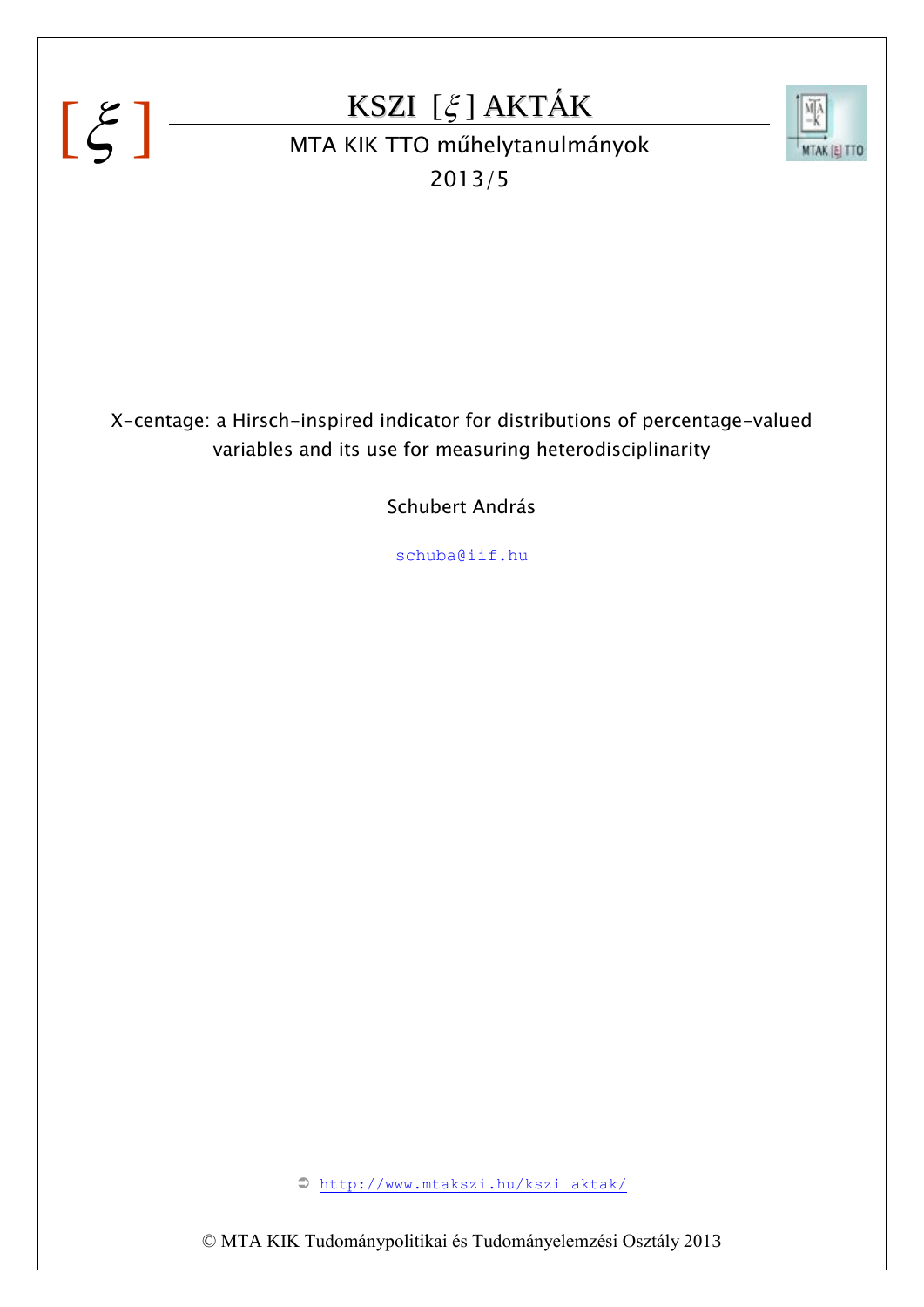[ ξ ]

# KSZI [ ξ ] AKTÁK

MTA KIK TTO műhelytanulmányok

2013/5

X-centage: a Hirsch-inspired indicator for distributions of percentage-valued variables and its use for measuring heterodisciplinarity

Schubert András

schuba@iif.hu

➲ http://www.mtakszi.hu/kszi_aktak/

© MTA KIK Tudománypolitikai és Tudományelemzési Osztály 2013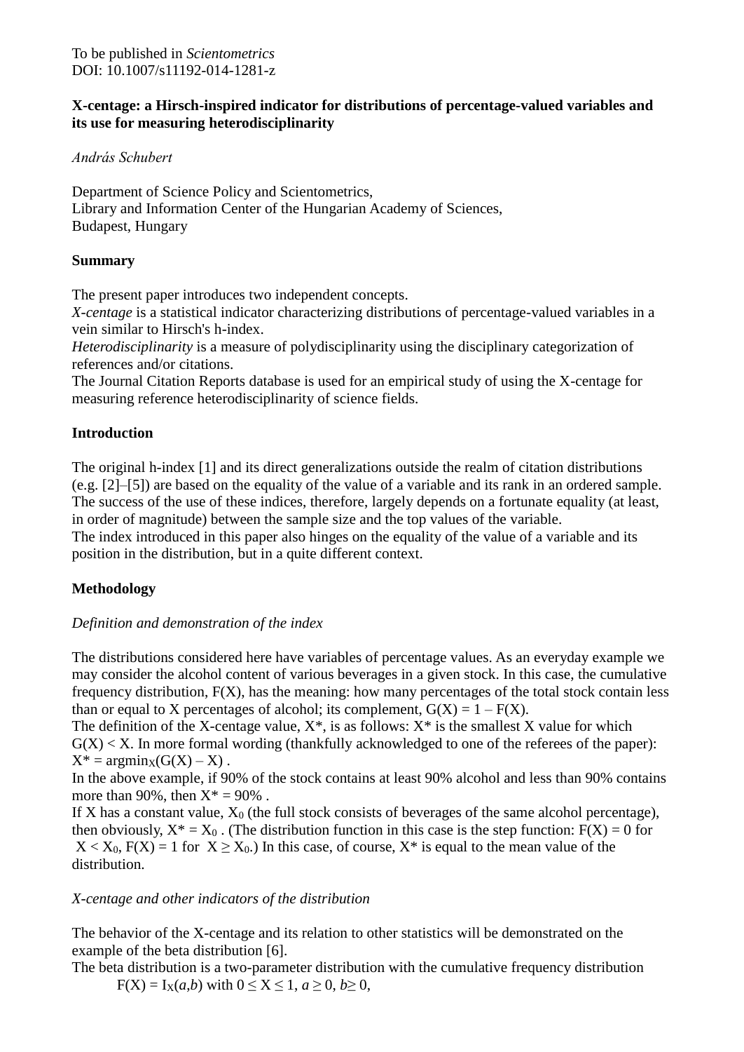To be published in *Scientometrics*
DOI: 10.1007/s11192-014-1281-z

**X-centage: a Hirsch-inspired indicator for distributions of percentage-valued variables and its use for measuring heterodisciplinarity**

*András Schubert*

Department of Science Policy and Scientometrics,
Library and Information Center of the Hungarian Academy of Sciences,
Budapest, Hungary

**Summary**

The present paper introduces two independent concepts.
*X-centage* is a statistical indicator characterizing distributions of percentage-valued variables in a vein similar to Hirsch's h-index.
*Heterodisciplinarity* is a measure of polydisciplinarity using the disciplinary categorization of references and/or citations.
The Journal Citation Reports database is used for an empirical study of using the X-centage for measuring reference heterodisciplinarity of science fields.

**Introduction**

The original h-index [1] and its direct generalizations outside the realm of citation distributions (e.g. [2]–[5]) are based on the equality of the value of a variable and its rank in an ordered sample. The success of the use of these indices, therefore, largely depends on a fortunate equality (at least, in order of magnitude) between the sample size and the top values of the variable.
The index introduced in this paper also hinges on the equality of the value of a variable and its position in the distribution, but in a quite different context.

**Methodology**

*Definition and demonstration of the index*

The distributions considered here have variables of percentage values. As an everyday example we may consider the alcohol content of various beverages in a given stock. In this case, the cumulative frequency distribution, $F(X)$, has the meaning: how many percentages of the total stock contain less than or equal to X percentages of alcohol; its complement, $G(X) = 1 – F(X)$.
The definition of the X-centage value, $X^*$, is as follows: $X^*$ is the smallest X value for which $G(X) < X$. In more formal wording (thankfully acknowledged to one of the referees of the paper): $X^* = \mathrm{argmin}_X(G(X) – X)$ .
In the above example, if 90% of the stock contains at least 90% alcohol and less than 90% contains more than 90%, then $X^* = 90\%$ .
If X has a constant value, $X_0$ (the full stock consists of beverages of the same alcohol percentage), then obviously, $X^* = X_0$ . (The distribution function in this case is the step function: $F(X) = 0$ for $X < X_0$, $F(X) = 1$ for $X \geq X_0$.) In this case, of course, $X^*$ is equal to the mean value of the distribution.

*X-centage and other indicators of the distribution*

The behavior of the X-centage and its relation to other statistics will be demonstrated on the example of the beta distribution [6].
The beta distribution is a two-parameter distribution with the cumulative frequency distribution

$F(X) = I_X(a,b)$ with $0 \leq X \leq 1$, $a \geq 0$, $b \geq 0$,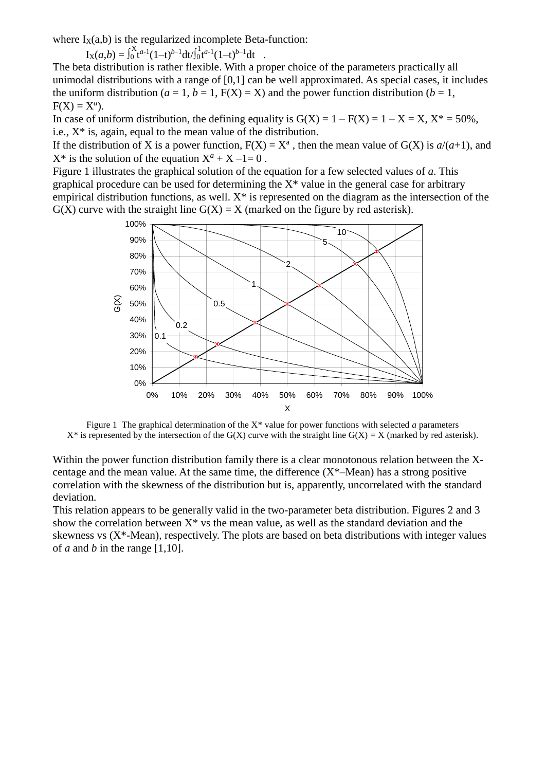where $I_X(a,b)$ is the regularized incomplete Beta-function:

$$I_X(a,b) = \int_0^X t^{a-1}(1-t)^{b-1}dt / \int_0^1 t^{a-1}(1-t)^{b-1}dt \quad .$$

The beta distribution is rather flexible. With a proper choice of the parameters practically all unimodal distributions with a range of [0,1] can be well approximated. As special cases, it includes the uniform distribution ($a = 1$, $b = 1$, $F(X) = X$) and the power function distribution ($b = 1$, $F(X) = X^a$).

In case of uniform distribution, the defining equality is $G(X) = 1 – F(X) = 1 – X = X$, $X^* = 50\%$, i.e., X* is, again, equal to the mean value of the distribution.

If the distribution of X is a power function, $F(X) = X^a$ , then the mean value of G(X) is $a/(a+1)$, and X* is the solution of the equation $X^a + X –1= 0$ .

Figure 1 illustrates the graphical solution of the equation for a few selected values of *a*. This graphical procedure can be used for determining the X* value in the general case for arbitrary empirical distribution functions, as well. X* is represented on the diagram as the intersection of the G(X) curve with the straight line G(X) = X (marked on the figure by red asterisk).

Figure 1 The graphical determination of the X* value for power functions with selected *a* parameters
X* is represented by the intersection of the G(X) curve with the straight line G(X) = X (marked by red asterisk).

Within the power function distribution family there is a clear monotonous relation between the X-centage and the mean value. At the same time, the difference (X*–Mean) has a strong positive correlation with the skewness of the distribution but is, apparently, uncorrelated with the standard deviation.

This relation appears to be generally valid in the two-parameter beta distribution. Figures 2 and 3 show the correlation between X* vs the mean value, as well as the standard deviation and the skewness vs (X*-Mean), respectively. The plots are based on beta distributions with integer values of *a* and *b* in the range [1,10].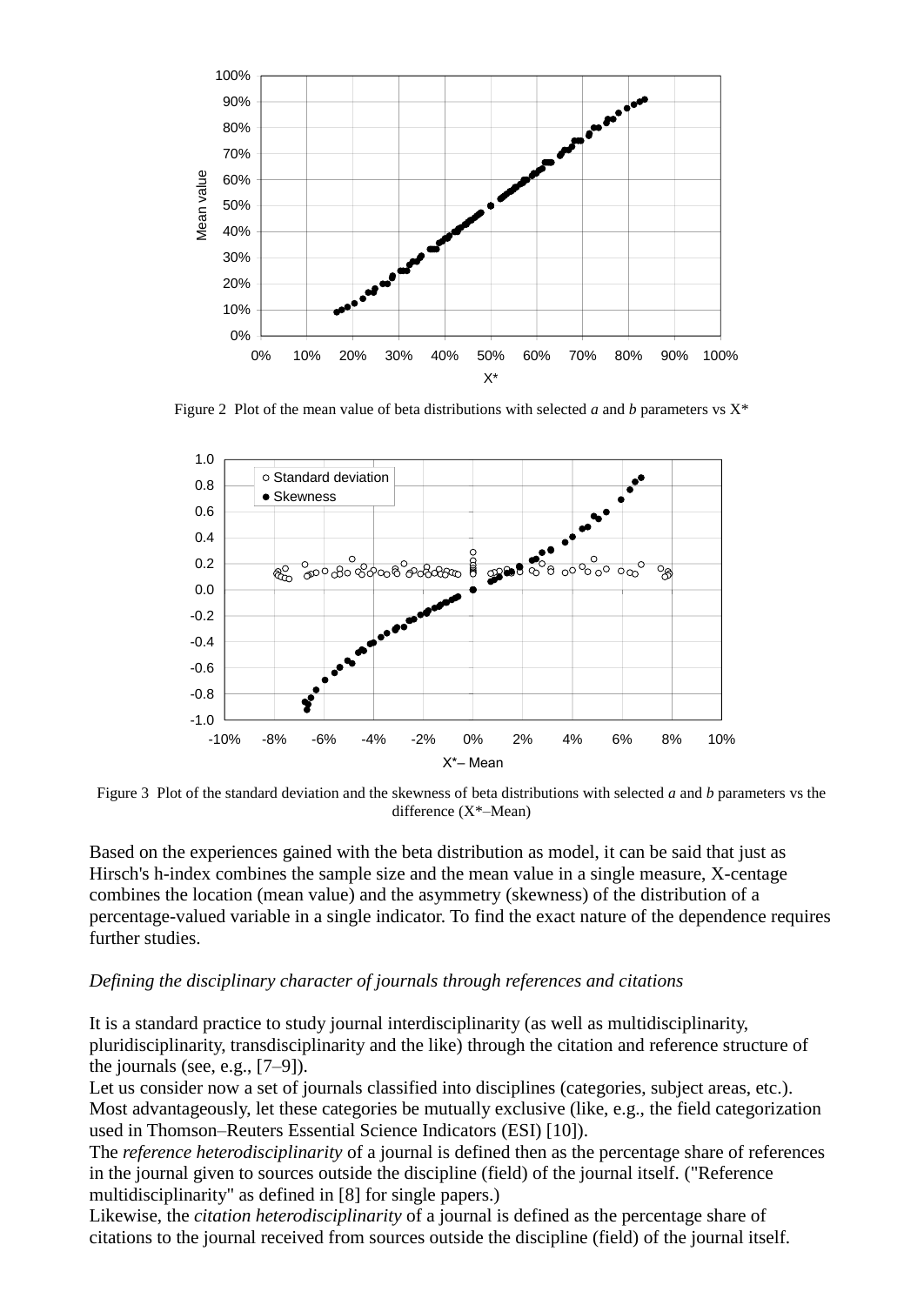Figure 2 Plot of the mean value of beta distributions with selected *a* and *b* parameters vs X*

Figure 3 Plot of the standard deviation and the skewness of beta distributions with selected *a* and *b* parameters vs the difference (X*–Mean)

Based on the experiences gained with the beta distribution as model, it can be said that just as Hirsch's h-index combines the sample size and the mean value in a single measure, X-centage combines the location (mean value) and the asymmetry (skewness) of the distribution of a percentage-valued variable in a single indicator. To find the exact nature of the dependence requires further studies.

### *Defining the disciplinary character of journals through references and citations*

It is a standard practice to study journal interdisciplinarity (as well as multidisciplinarity, pluridisciplinarity, transdisciplinarity and the like) through the citation and reference structure of the journals (see, e.g., [7–9]).
Let us consider now a set of journals classified into disciplines (categories, subject areas, etc.). Most advantageously, let these categories be mutually exclusive (like, e.g., the field categorization used in Thomson–Reuters Essential Science Indicators (ESI) [10]).
The *reference heterodisciplinarity* of a journal is defined then as the percentage share of references in the journal given to sources outside the discipline (field) of the journal itself. ("Reference multidisciplinarity" as defined in [8] for single papers.)
Likewise, the *citation heterodisciplinarity* of a journal is defined as the percentage share of citations to the journal received from sources outside the discipline (field) of the journal itself.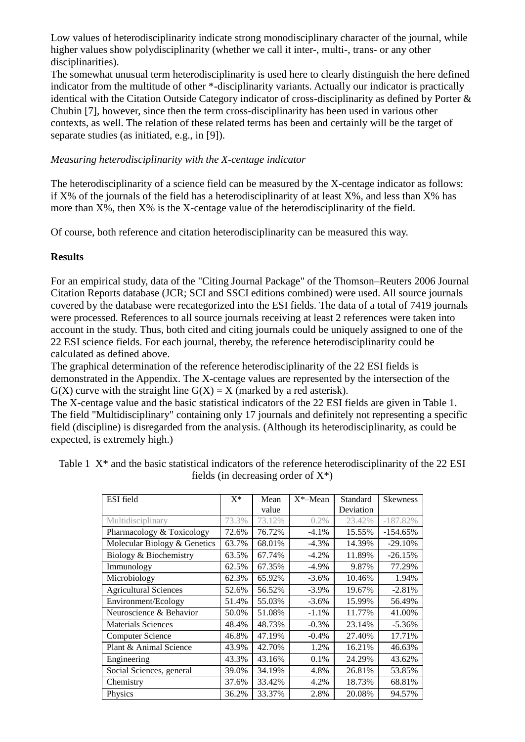Low values of heterodisciplinarity indicate strong monodisciplinary character of the journal, while higher values show polydisciplinarity (whether we call it inter-, multi-, trans- or any other disciplinarities).

The somewhat unusual term heterodisciplinarity is used here to clearly distinguish the here defined indicator from the multitude of other *-disciplinarity variants. Actually our indicator is practically identical with the Citation Outside Category indicator of cross-disciplinarity as defined by Porter & Chubin [7], however, since then the term cross-disciplinarity has been used in various other contexts, as well. The relation of these related terms has been and certainly will be the target of separate studies (as initiated, e.g., in [9]).

*Measuring heterodisciplinarity with the X-centage indicator*

The heterodisciplinarity of a science field can be measured by the X-centage indicator as follows: if X% of the journals of the field has a heterodisciplinarity of at least X%, and less than X% has more than X%, then X% is the X-centage value of the heterodisciplinarity of the field.

Of course, both reference and citation heterodisciplinarity can be measured this way.

**Results**

For an empirical study, data of the "Citing Journal Package" of the Thomson–Reuters 2006 Journal Citation Reports database (JCR; SCI and SSCI editions combined) were used. All source journals covered by the database were recategorized into the ESI fields. The data of a total of 7419 journals were processed. References to all source journals receiving at least 2 references were taken into account in the study. Thus, both cited and citing journals could be uniquely assigned to one of the 22 ESI science fields. For each journal, thereby, the reference heterodisciplinarity could be calculated as defined above.

The graphical determination of the reference heterodisciplinarity of the 22 ESI fields is demonstrated in the Appendix. The X-centage values are represented by the intersection of the $G(X)$ curve with the straight line $G(X) = X$ (marked by a red asterisk).

The X-centage value and the basic statistical indicators of the 22 ESI fields are given in Table 1. The field "Multidisciplinary" containing only 17 journals and definitely not representing a specific field (discipline) is disregarded from the analysis. (Although its heterodisciplinarity, as could be expected, is extremely high.)

Table 1 X* and the basic statistical indicators of the reference heterodisciplinarity of the 22 ESI fields (in decreasing order of X*)

| ESI field | X* | Mean value | X*–Mean | Standard Deviation | Skewness |
|---|---|---|---|---|---|
| Multidisciplinary | 73.3% | 73.12% | 0.2% | 23.42% | -187.82% |
| Pharmacology & Toxicology | 72.6% | 76.72% | -4.1% | 15.55% | -154.65% |
| Molecular Biology & Genetics | 63.7% | 68.01% | -4.3% | 14.39% | -29.10% |
| Biology & Biochemistry | 63.5% | 67.74% | -4.2% | 11.89% | -26.15% |
| Immunology | 62.5% | 67.35% | -4.9% | 9.87% | 77.29% |
| Microbiology | 62.3% | 65.92% | -3.6% | 10.46% | 1.94% |
| Agricultural Sciences | 52.6% | 56.52% | -3.9% | 19.67% | -2.81% |
| Environment/Ecology | 51.4% | 55.03% | -3.6% | 15.99% | 56.49% |
| Neuroscience & Behavior | 50.0% | 51.08% | -1.1% | 11.77% | 41.00% |
| Materials Sciences | 48.4% | 48.73% | -0.3% | 23.14% | -5.36% |
| Computer Science | 46.8% | 47.19% | -0.4% | 27.40% | 17.71% |
| Plant & Animal Science | 43.9% | 42.70% | 1.2% | 16.21% | 46.63% |
| Engineering | 43.3% | 43.16% | 0.1% | 24.29% | 43.62% |
| Social Sciences, general | 39.0% | 34.19% | 4.8% | 26.81% | 53.85% |
| Chemistry | 37.6% | 33.42% | 4.2% | 18.73% | 68.81% |
| Physics | 36.2% | 33.37% | 2.8% | 20.08% | 94.57% |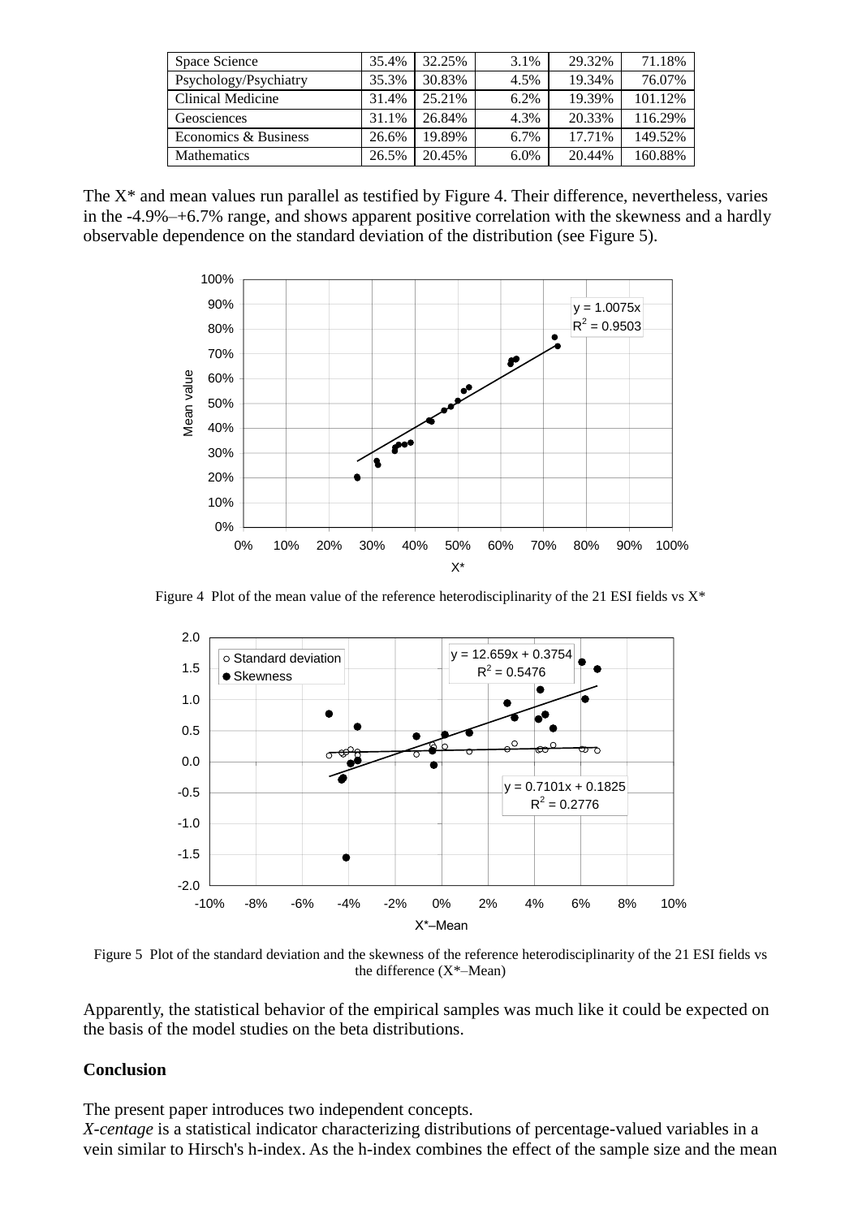| Space Science | 35.4% | 32.25% | 3.1% | 29.32% | 71.18% |
|---|---|---|---|---|---|
| Psychology/Psychiatry | 35.3% | 30.83% | 4.5% | 19.34% | 76.07% |
| Clinical Medicine | 31.4% | 25.21% | 6.2% | 19.39% | 101.12% |
| Geosciences | 31.1% | 26.84% | 4.3% | 20.33% | 116.29% |
| Economics & Business | 26.6% | 19.89% | 6.7% | 17.71% | 149.52% |
| Mathematics | 26.5% | 20.45% | 6.0% | 20.44% | 160.88% |

The X* and mean values run parallel as testified by Figure 4. Their difference, nevertheless, varies in the -4.9%–+6.7% range, and shows apparent positive correlation with the skewness and a hardly observable dependence on the standard deviation of the distribution (see Figure 5).

Figure 4 Plot of the mean value of the reference heterodisciplinarity of the 21 ESI fields vs X*

Figure 5 Plot of the standard deviation and the skewness of the reference heterodisciplinarity of the 21 ESI fields vs the difference (X*–Mean)

Apparently, the statistical behavior of the empirical samples was much like it could be expected on the basis of the model studies on the beta distributions.

**Conclusion**

The present paper introduces two independent concepts.
*X-centage* is a statistical indicator characterizing distributions of percentage-valued variables in a vein similar to Hirsch's h-index. As the h-index combines the effect of the sample size and the mean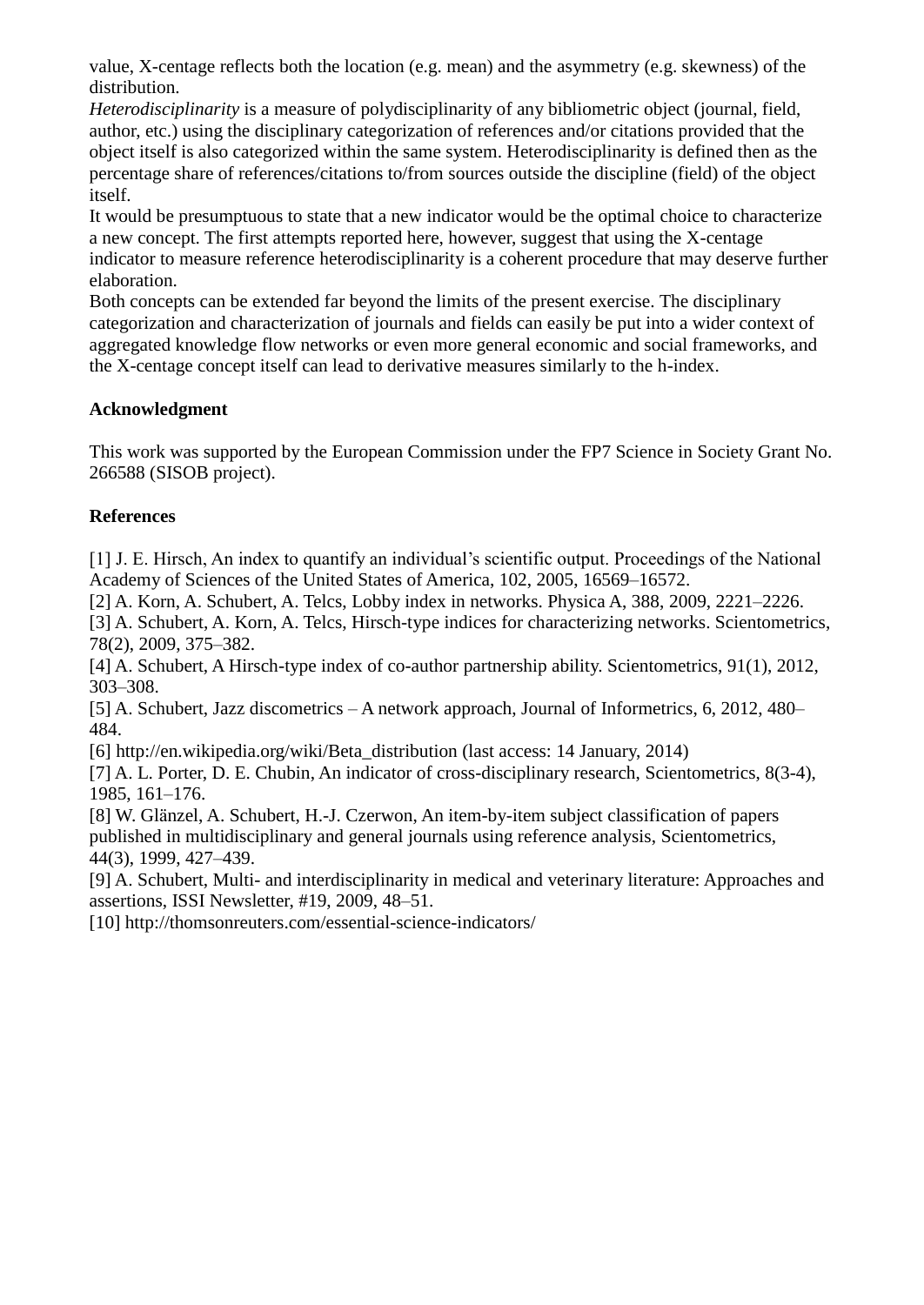value, X-centage reflects both the location (e.g. mean) and the asymmetry (e.g. skewness) of the distribution.

*Heterodisciplinarity* is a measure of polydisciplinarity of any bibliometric object (journal, field, author, etc.) using the disciplinary categorization of references and/or citations provided that the object itself is also categorized within the same system. Heterodisciplinarity is defined then as the percentage share of references/citations to/from sources outside the discipline (field) of the object itself.

It would be presumptuous to state that a new indicator would be the optimal choice to characterize a new concept. The first attempts reported here, however, suggest that using the X-centage indicator to measure reference heterodisciplinarity is a coherent procedure that may deserve further elaboration.

Both concepts can be extended far beyond the limits of the present exercise. The disciplinary categorization and characterization of journals and fields can easily be put into a wider context of aggregated knowledge flow networks or even more general economic and social frameworks, and the X-centage concept itself can lead to derivative measures similarly to the h-index.

**Acknowledgment**

This work was supported by the European Commission under the FP7 Science in Society Grant No. 266588 (SISOB project).

**References**

[1] J. E. Hirsch, An index to quantify an individual's scientific output. Proceedings of the National Academy of Sciences of the United States of America, 102, 2005, 16569–16572.
[2] A. Korn, A. Schubert, A. Telcs, Lobby index in networks. Physica A, 388, 2009, 2221–2226.
[3] A. Schubert, A. Korn, A. Telcs, Hirsch-type indices for characterizing networks. Scientometrics, 78(2), 2009, 375–382.
[4] A. Schubert, A Hirsch-type index of co-author partnership ability. Scientometrics, 91(1), 2012, 303–308.
[5] A. Schubert, Jazz discometrics – A network approach, Journal of Informetrics, 6, 2012, 480–484.
[6] http://en.wikipedia.org/wiki/Beta_distribution (last access: 14 January, 2014)
[7] A. L. Porter, D. E. Chubin, An indicator of cross-disciplinary research, Scientometrics, 8(3-4), 1985, 161–176.
[8] W. Glänzel, A. Schubert, H.-J. Czerwon, An item-by-item subject classification of papers published in multidisciplinary and general journals using reference analysis, Scientometrics, 44(3), 1999, 427–439.
[9] A. Schubert, Multi- and interdisciplinarity in medical and veterinary literature: Approaches and assertions, ISSI Newsletter, #19, 2009, 48–51.
[10] http://thomsonreuters.com/essential-science-indicators/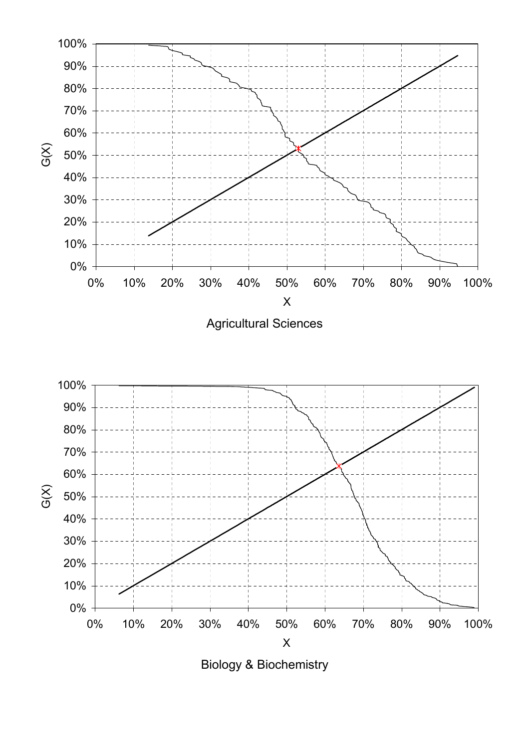Agricultural Sciences

Biology & Biochemistry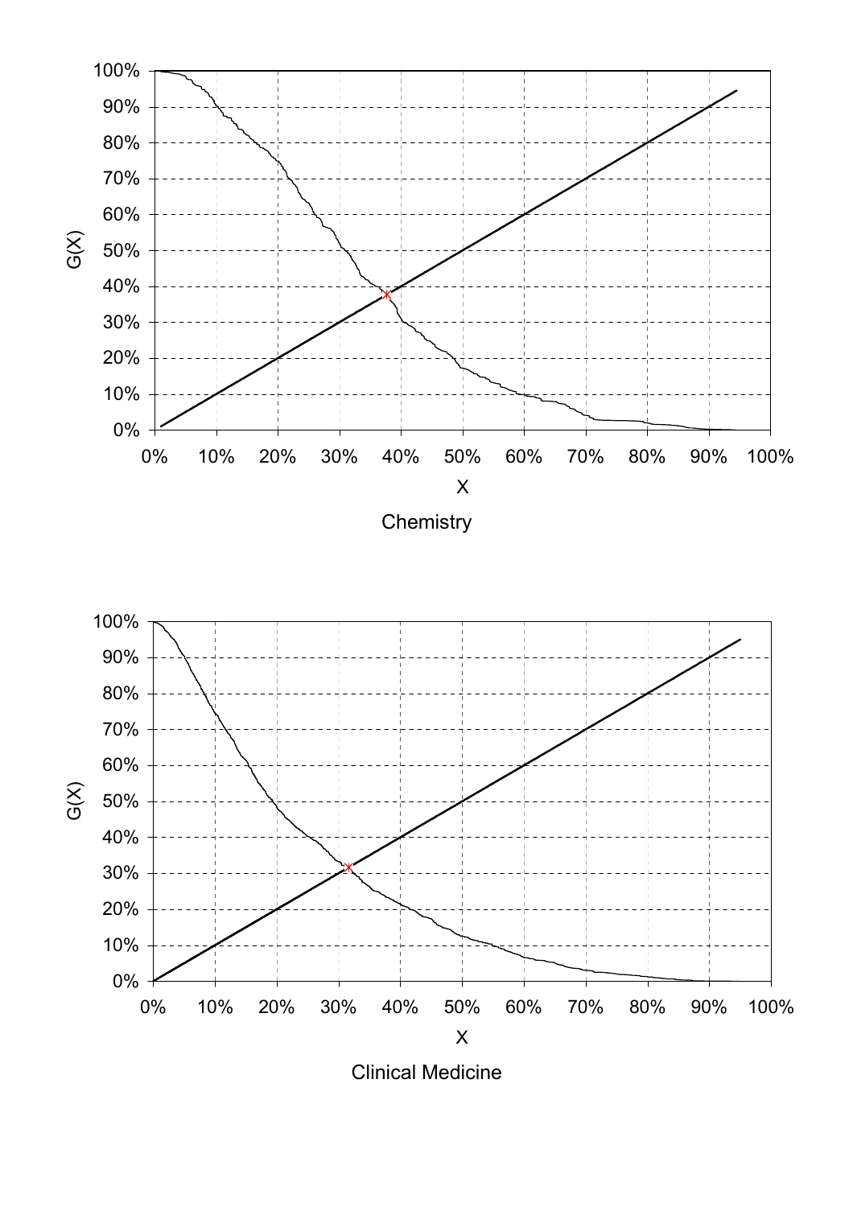Chemistry

Clinical Medicine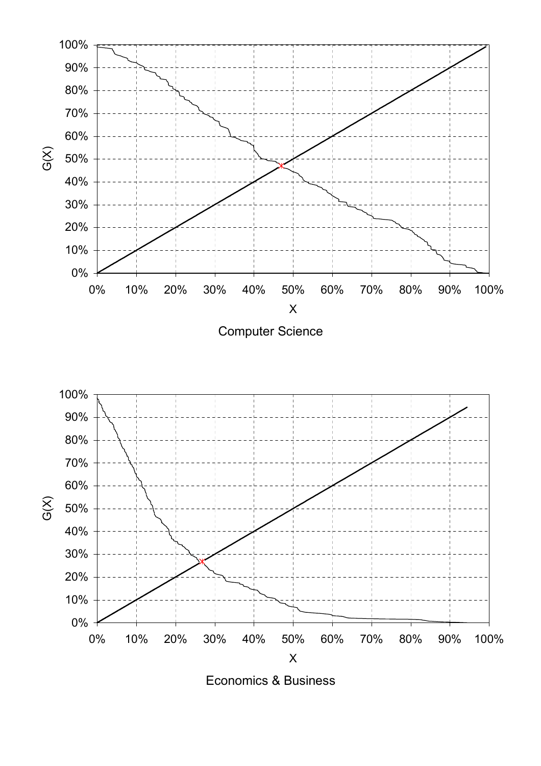Computer Science

Economics & Business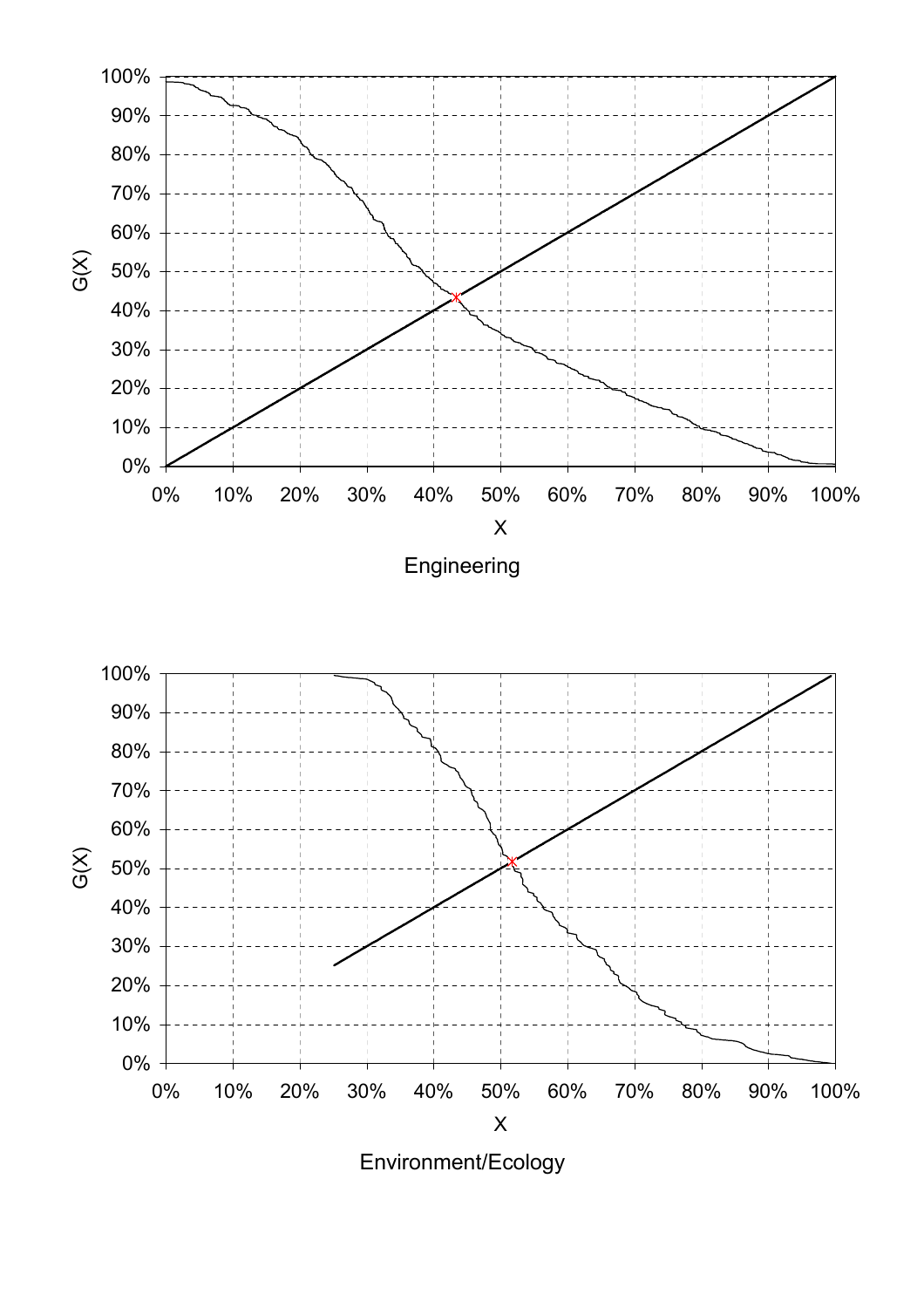Engineering

Environment/Ecology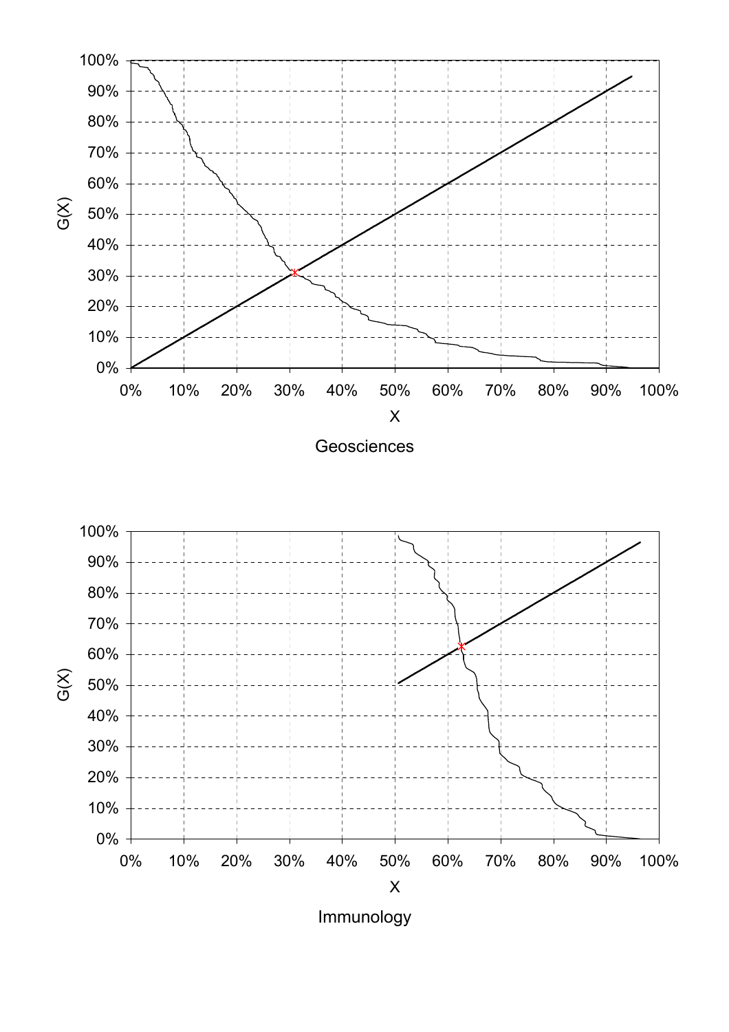Geosciences

Immunology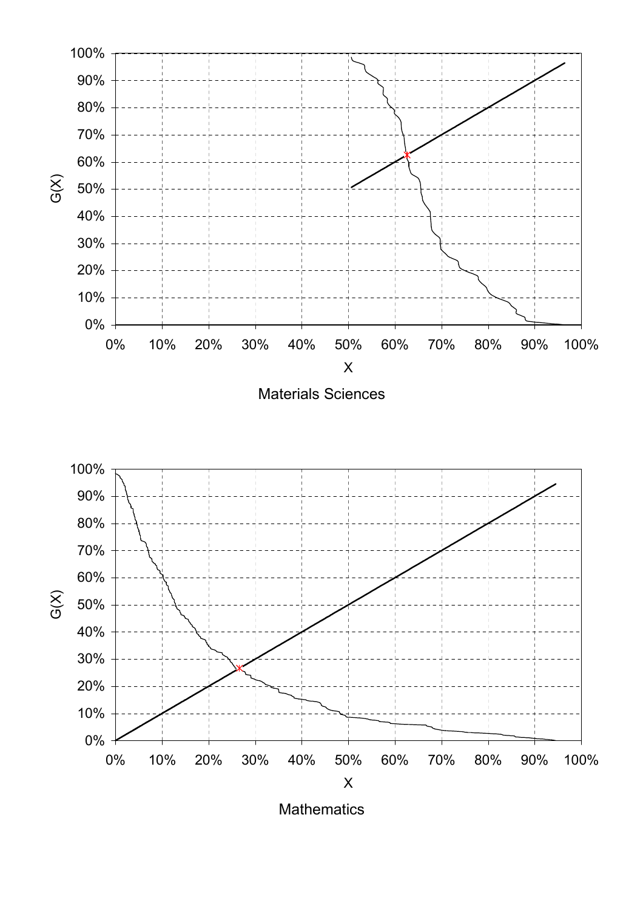Materials Sciences

Mathematics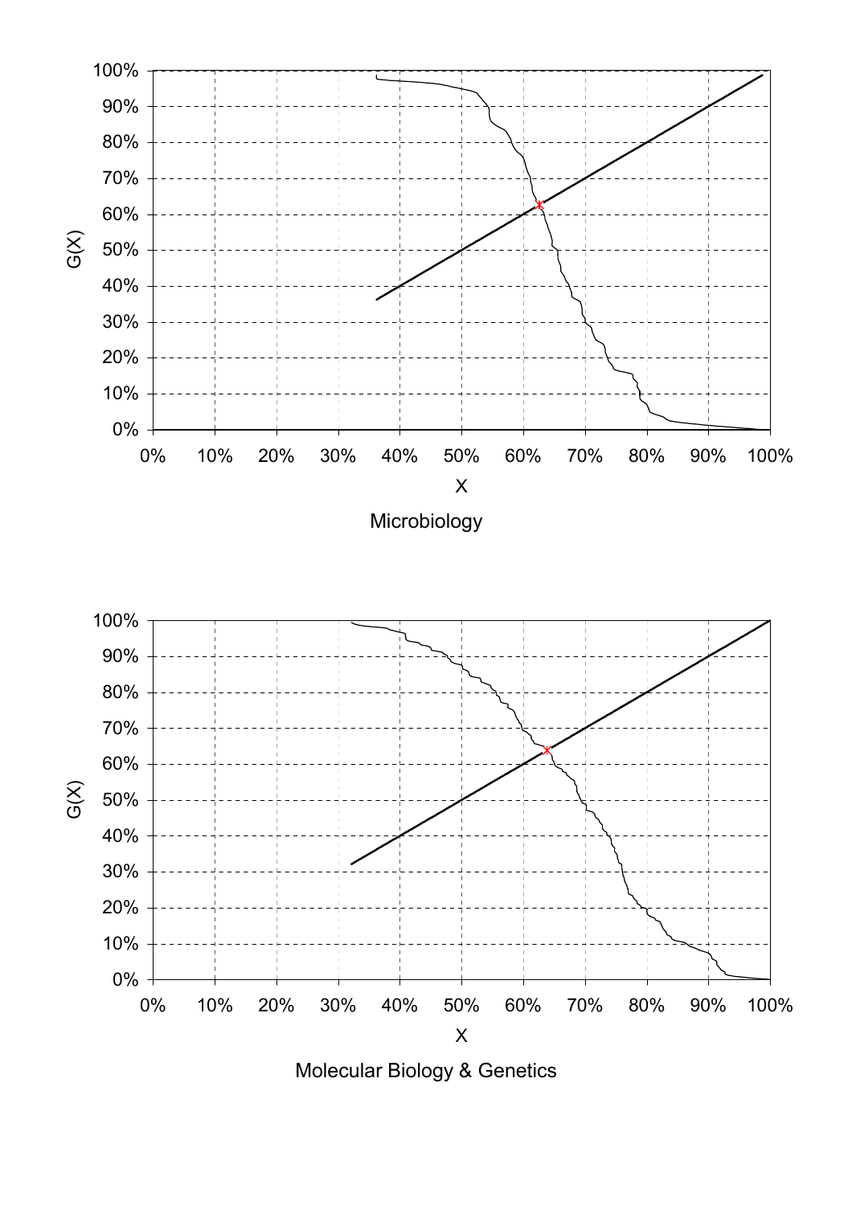100%
90%
80%
70%
60%
50%
40%
30%
20%
10%
0%

G(X)

0% 10% 20% 30% 40% 50% 60% 70% 80% 90% 100%

X

Microbiology

100%
90%
80%
70%
60%
50%
40%
30%
20%
10%
0%

G(X)

0% 10% 20% 30% 40% 50% 60% 70% 80% 90% 100%

X

Molecular Biology & Genetics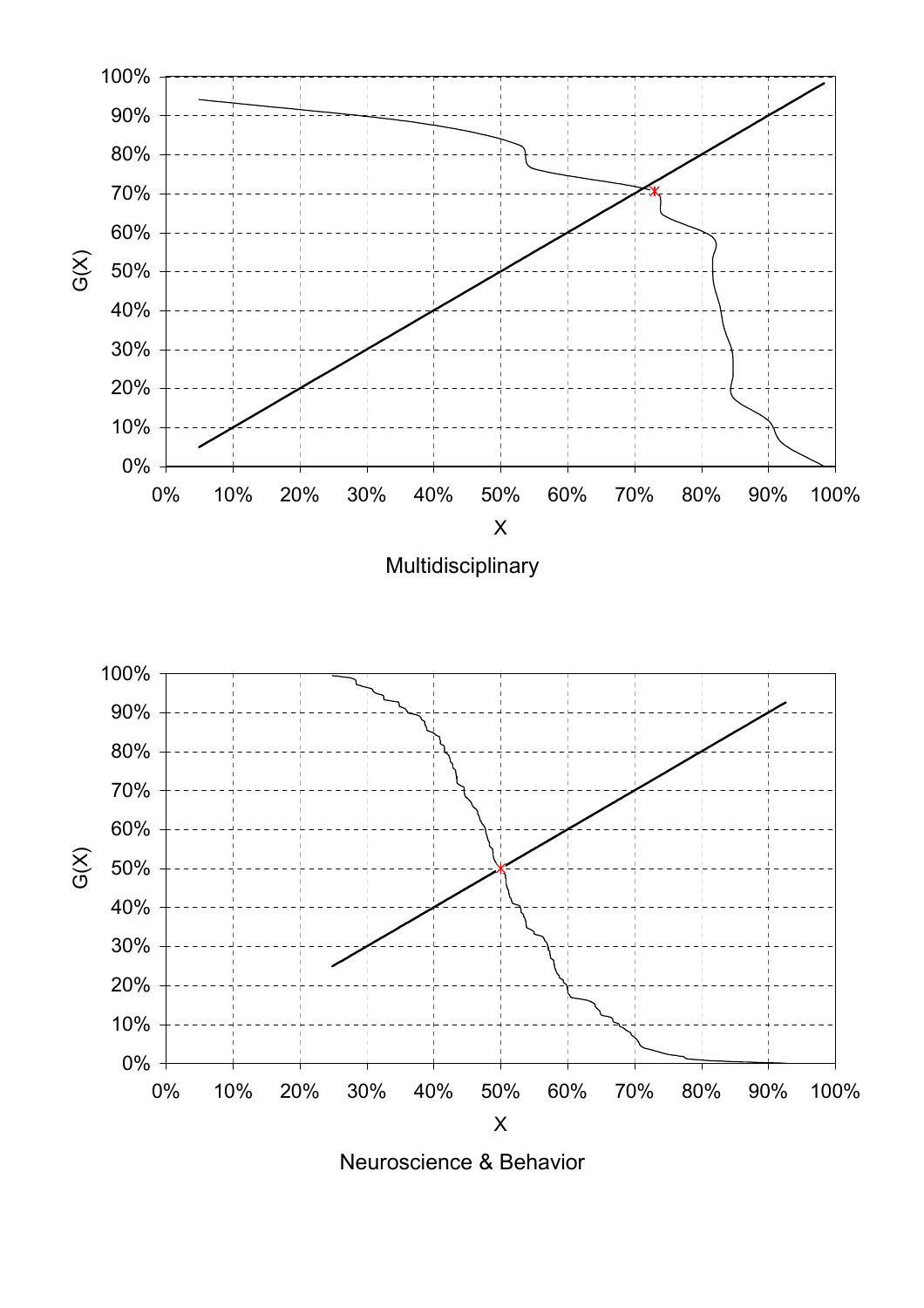Multidisciplinary

Neuroscience & Behavior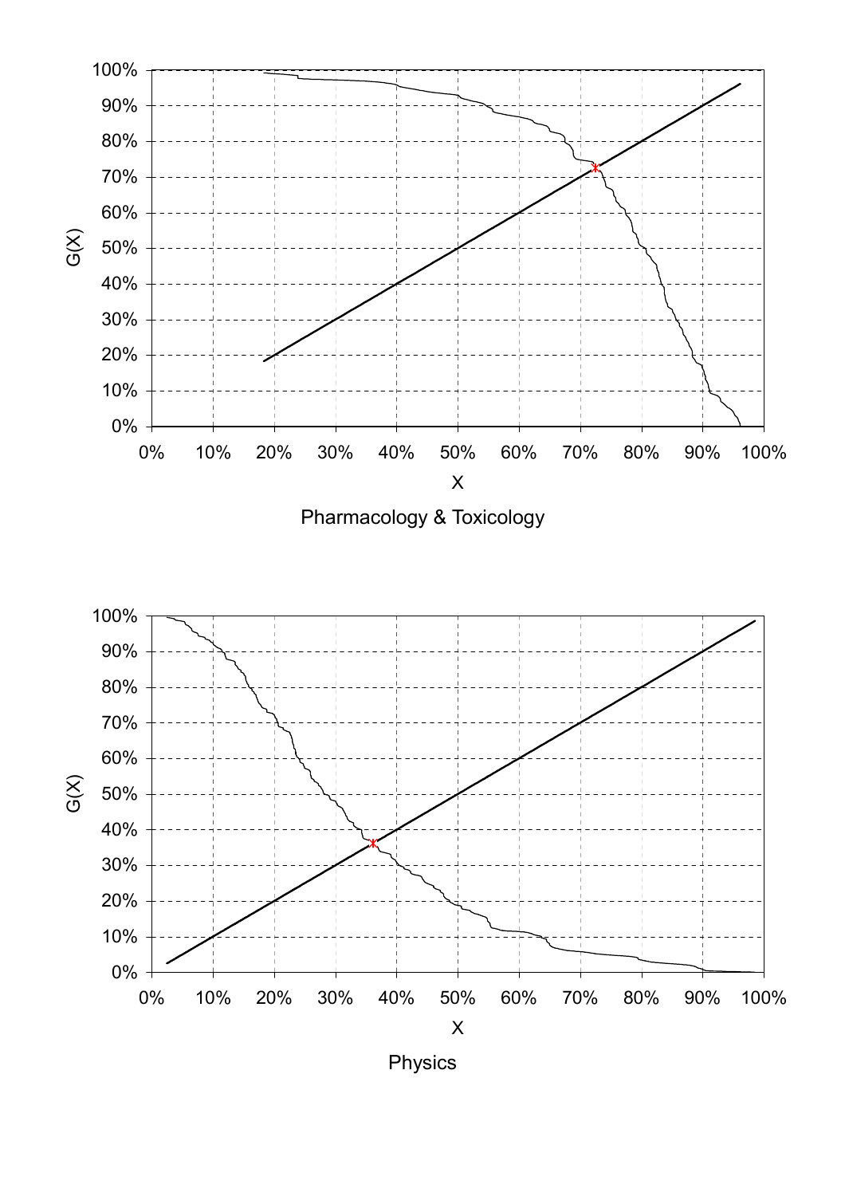Pharmacology & Toxicology

Physics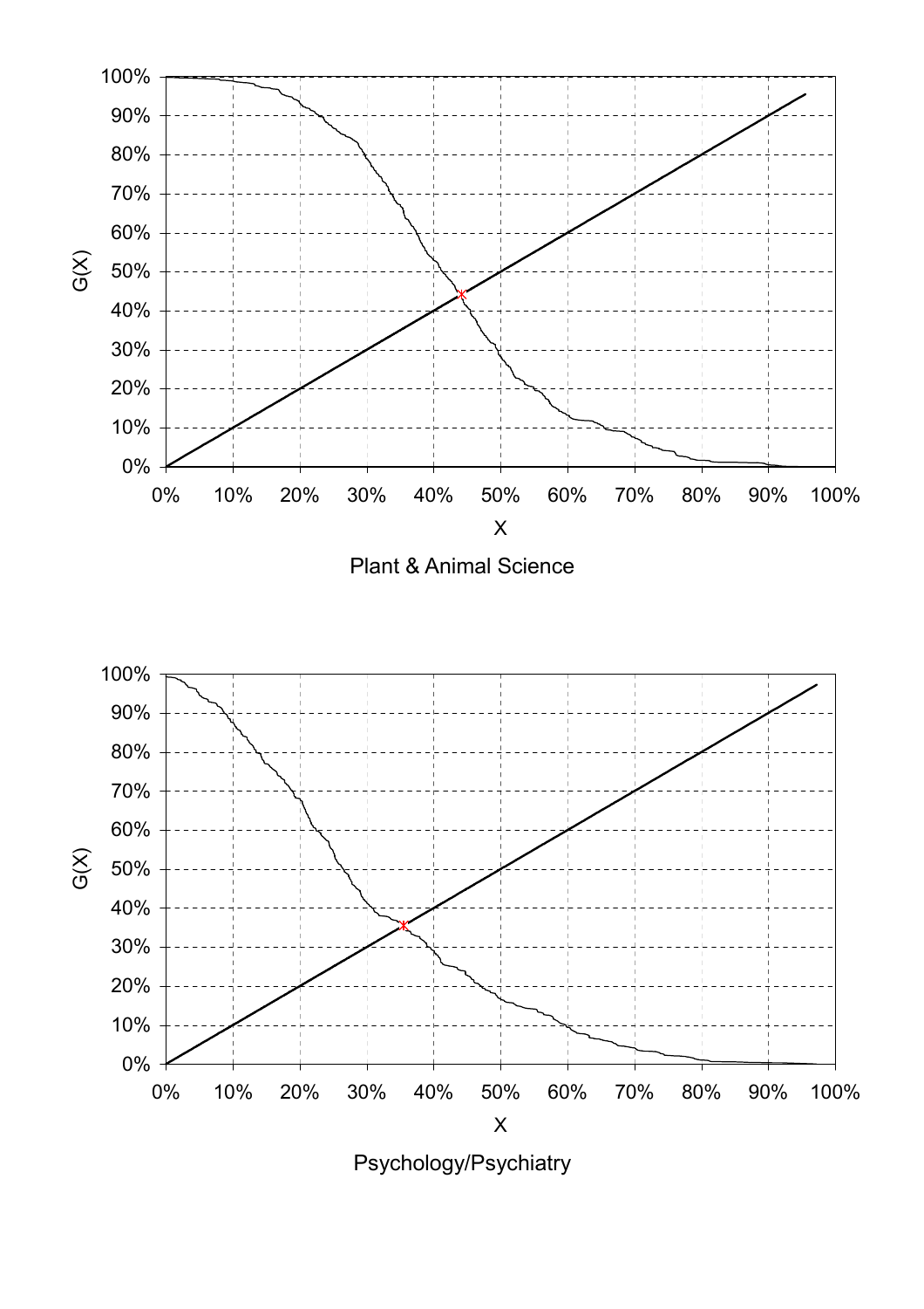Plant & Animal Science

Psychology/Psychiatry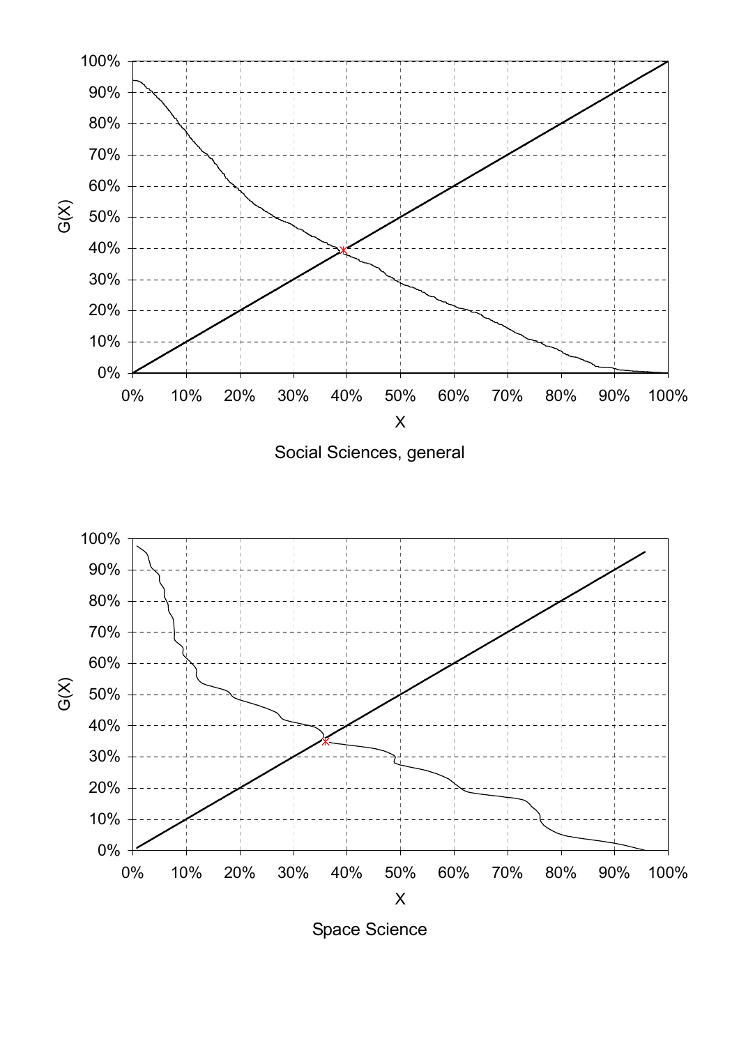100%
90%
80%
70%
60%
50%
40%
30%
20%
10%
0%

G(X)

0% 10% 20% 30% 40% 50% 60% 70% 80% 90% 100%

X

Social Sciences, general

100%
90%
80%
70%
60%
50%
40%
30%
20%
10%
0%

G(X)

0% 10% 20% 30% 40% 50% 60% 70% 80% 90% 100%

X

Space Science